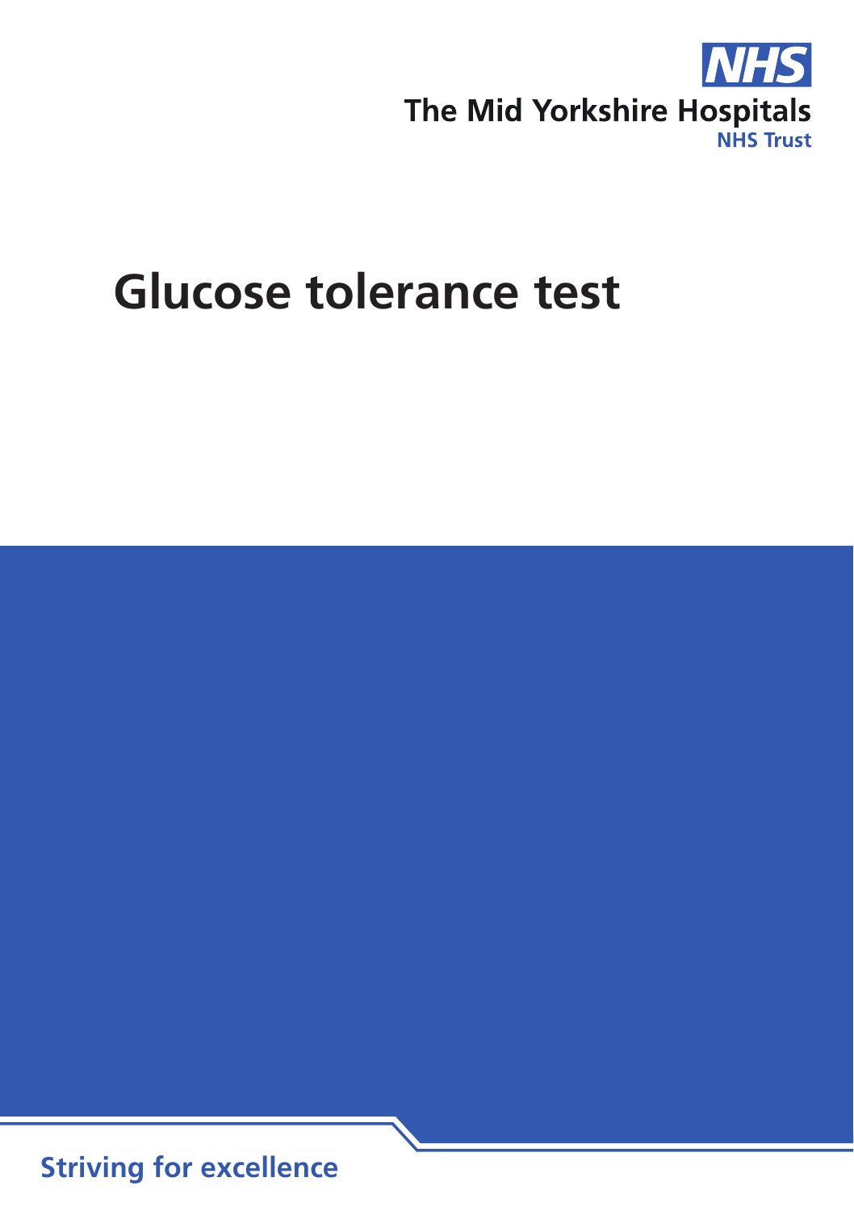NHS

The Mid Yorkshire Hospitals
NHS Trust

# Glucose tolerance test

Striving for excellence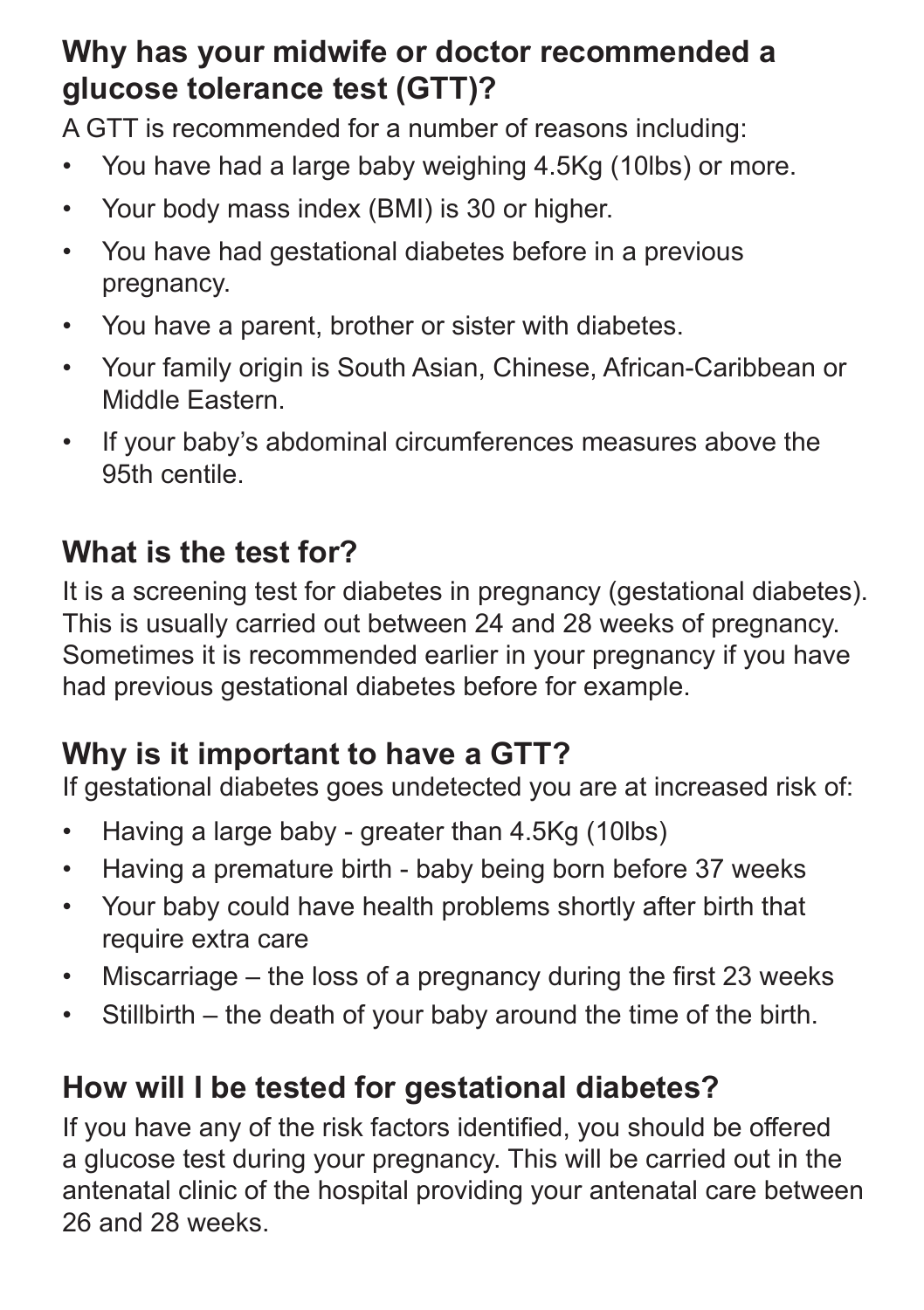## Why has your midwife or doctor recommended a glucose tolerance test (GTT)?

A GTT is recommended for a number of reasons including:

- You have had a large baby weighing 4.5Kg (10lbs) or more.
- Your body mass index (BMI) is 30 or higher.
- You have had gestational diabetes before in a previous pregnancy.
- You have a parent, brother or sister with diabetes.
- Your family origin is South Asian, Chinese, African-Caribbean or Middle Eastern.
- If your baby's abdominal circumferences measures above the 95th centile.

## What is the test for?

It is a screening test for diabetes in pregnancy (gestational diabetes). This is usually carried out between 24 and 28 weeks of pregnancy. Sometimes it is recommended earlier in your pregnancy if you have had previous gestational diabetes before for example.

## Why is it important to have a GTT?

If gestational diabetes goes undetected you are at increased risk of:

- Having a large baby - greater than 4.5Kg (10lbs)
- Having a premature birth - baby being born before 37 weeks
- Your baby could have health problems shortly after birth that require extra care
- Miscarriage – the loss of a pregnancy during the first 23 weeks
- Stillbirth – the death of your baby around the time of the birth.

## How will I be tested for gestational diabetes?

If you have any of the risk factors identified, you should be offered a glucose test during your pregnancy. This will be carried out in the antenatal clinic of the hospital providing your antenatal care between 26 and 28 weeks.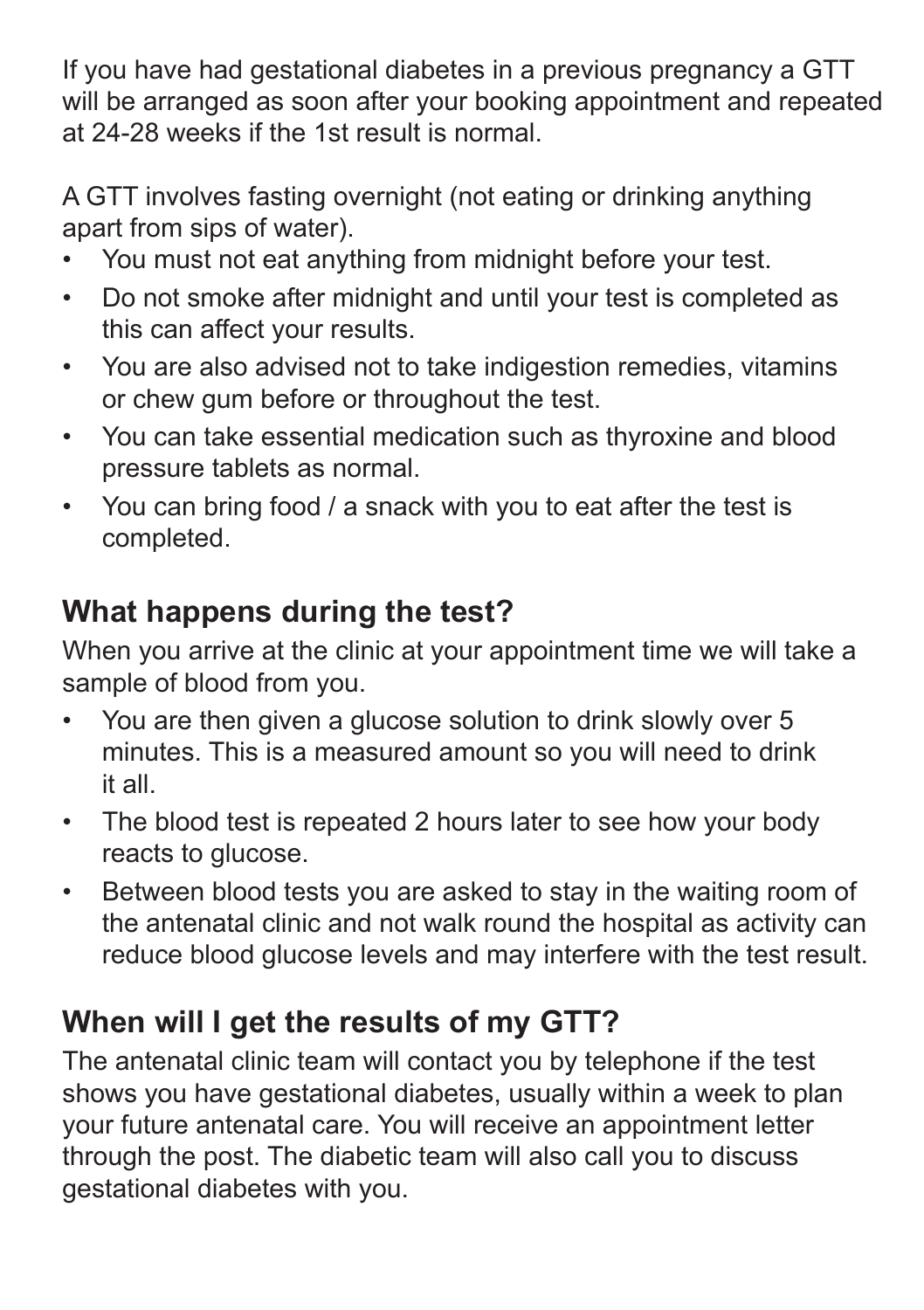If you have had gestational diabetes in a previous pregnancy a GTT will be arranged as soon after your booking appointment and repeated at 24-28 weeks if the 1st result is normal.

A GTT involves fasting overnight (not eating or drinking anything apart from sips of water).

- You must not eat anything from midnight before your test.
- Do not smoke after midnight and until your test is completed as this can affect your results.
- You are also advised not to take indigestion remedies, vitamins or chew gum before or throughout the test.
- You can take essential medication such as thyroxine and blood pressure tablets as normal.
- You can bring food / a snack with you to eat after the test is completed.

## What happens during the test?

When you arrive at the clinic at your appointment time we will take a sample of blood from you.

- You are then given a glucose solution to drink slowly over 5 minutes. This is a measured amount so you will need to drink it all.
- The blood test is repeated 2 hours later to see how your body reacts to glucose.
- Between blood tests you are asked to stay in the waiting room of the antenatal clinic and not walk round the hospital as activity can reduce blood glucose levels and may interfere with the test result.

## When will I get the results of my GTT?

The antenatal clinic team will contact you by telephone if the test shows you have gestational diabetes, usually within a week to plan your future antenatal care. You will receive an appointment letter through the post. The diabetic team will also call you to discuss gestational diabetes with you.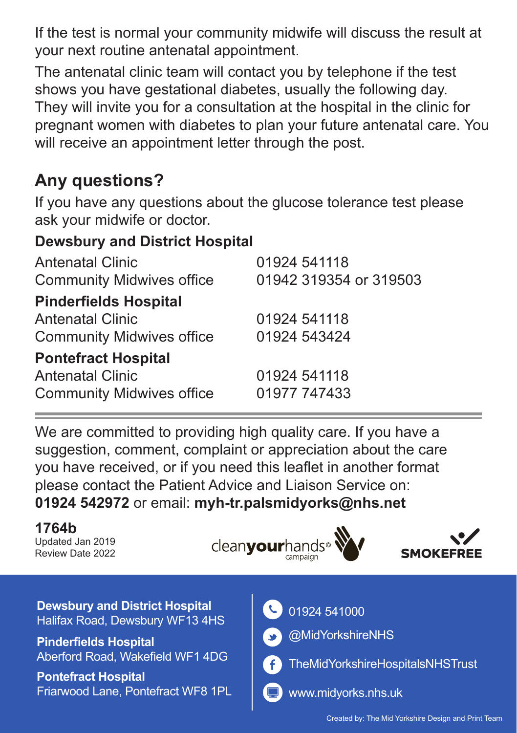If the test is normal your community midwife will discuss the result at your next routine antenatal appointment.

The antenatal clinic team will contact you by telephone if the test shows you have gestational diabetes, usually the following day. They will invite you for a consultation at the hospital in the clinic for pregnant women with diabetes to plan your future antenatal care. You will receive an appointment letter through the post.

## Any questions?

If you have any questions about the glucose tolerance test please ask your midwife or doctor.

**Dewsbury and District Hospital**

| | |
|---|---|
| Antenatal Clinic | 01924 541118 |
| Community Midwives office | 01942 319354 or 319503 |

**Pinderfields Hospital**

| | |
|---|---|
| Antenatal Clinic | 01924 541118 |
| Community Midwives office | 01924 543424 |

**Pontefract Hospital**

| | |
|---|---|
| Antenatal Clinic | 01924 541118 |
| Community Midwives office | 01977 747433 |

---

We are committed to providing high quality care. If you have a suggestion, comment, complaint or appreciation about the care you have received, or if you need this leaflet in another format please contact the Patient Advice and Liaison Service on: **01924 542972** or email: **myh-tr.palsmidyorks@nhs.net**

**1764b**
Updated Jan 2019
Review Date 2022

cleanyourhands© campaign

SMOKEFREE

**Dewsbury and District Hospital**
Halifax Road, Dewsbury WF13 4HS

**Pinderfields Hospital**
Aberford Road, Wakefield WF1 4DG

**Pontefract Hospital**
Friarwood Lane, Pontefract WF8 1PL

01924 541000

@MidYorkshireNHS

TheMidYorkshireHospitalsNHSTrust

www.midyorks.nhs.uk

Created by: The Mid Yorkshire Design and Print Team